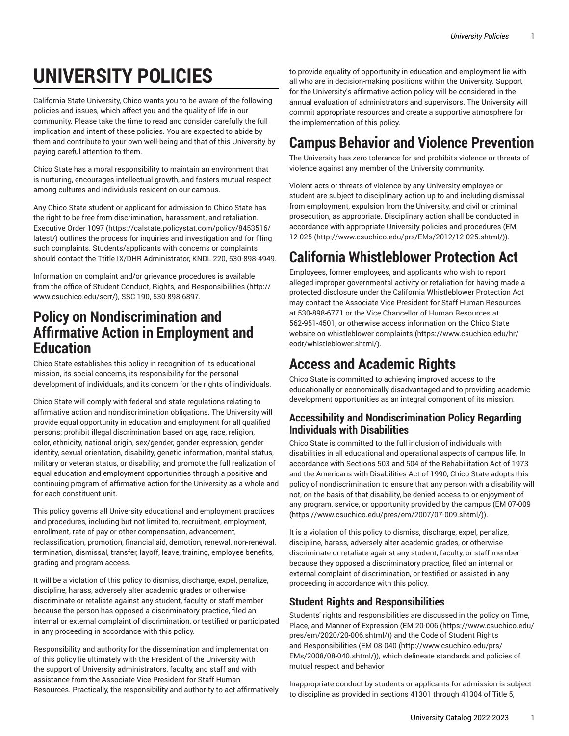# UNIVERSITY POLICIES

California State University, Chico wants you to be aware of the following policies and issues, which affect you and the quality of life in our community. Please take the time to read and consider carefully the full implication and intent of these policies. You are expected to abide by them and contribute to your own well-being and that of this University by paying careful attention to them.

Chico State has a moral responsibility to maintain an environment that is nurturing, encourages intellectual growth, and fosters mutual respect among cultures and individuals resident on our campus.

Any Chico State student or applicant for admission to Chico State has the right to be free from discrimination, harassment, and retaliation. Executive Order 1097 (https://calstate.policystat.com/policy/8453516/latest/) outlines the process for inquiries and investigation and for filing such complaints. Students/applicants with concerns or complaints should contact the Ttitle IX/DHR Administrator, KNDL 220, 530-898-4949.

Information on complaint and/or grievance procedures is available from the office of Student Conduct, Rights, and Responsibilities (http://www.csuchico.edu/scrr/), SSC 190, 530-898-6897.

## Policy on Nondiscrimination and Affirmative Action in Employment and Education

Chico State establishes this policy in recognition of its educational mission, its social concerns, its responsibility for the personal development of individuals, and its concern for the rights of individuals.

Chico State will comply with federal and state regulations relating to affirmative action and nondiscrimination obligations. The University will provide equal opportunity in education and employment for all qualified persons; prohibit illegal discrimination based on age, race, religion, color, ethnicity, national origin, sex/gender, gender expression, gender identity, sexual orientation, disability, genetic information, marital status, military or veteran status, or disability; and promote the full realization of equal education and employment opportunities through a positive and continuing program of affirmative action for the University as a whole and for each constituent unit.

This policy governs all University educational and employment practices and procedures, including but not limited to, recruitment, employment, enrollment, rate of pay or other compensation, advancement, reclassification, promotion, financial aid, demotion, renewal, non-renewal, termination, dismissal, transfer, layoff, leave, training, employee benefits, grading and program access.

It will be a violation of this policy to dismiss, discharge, expel, penalize, discipline, harass, adversely alter academic grades or otherwise discriminate or retaliate against any student, faculty, or staff member because the person has opposed a discriminatory practice, filed an internal or external complaint of discrimination, or testified or participated in any proceeding in accordance with this policy.

Responsibility and authority for the dissemination and implementation of this policy lie ultimately with the President of the University with the support of University administrators, faculty, and staff and with assistance from the Associate Vice President for Staff Human Resources. Practically, the responsibility and authority to act affirmatively to provide equality of opportunity in education and employment lie with all who are in decision-making positions within the University. Support for the University's affirmative action policy will be considered in the annual evaluation of administrators and supervisors. The University will commit appropriate resources and create a supportive atmosphere for the implementation of this policy.

## Campus Behavior and Violence Prevention

The University has zero tolerance for and prohibits violence or threats of violence against any member of the University community.

Violent acts or threats of violence by any University employee or student are subject to disciplinary action up to and including dismissal from employment, expulsion from the University, and civil or criminal prosecution, as appropriate. Disciplinary action shall be conducted in accordance with appropriate University policies and procedures (EM 12-025 (http://www.csuchico.edu/prs/EMs/2012/12-025.shtml/)).

## California Whistleblower Protection Act

Employees, former employees, and applicants who wish to report alleged improper governmental activity or retaliation for having made a protected disclosure under the California Whistleblower Protection Act may contact the Associate Vice President for Staff Human Resources at 530-898-6771 or the Vice Chancellor of Human Resources at 562-951-4501, or otherwise access information on the Chico State website on whistleblower complaints (https://www.csuchico.edu/hr/eodr/whistleblower.shtml/).

## Access and Academic Rights

Chico State is committed to achieving improved access to the educationally or economically disadvantaged and to providing academic development opportunities as an integral component of its mission.

### Accessibility and Nondiscrimination Policy Regarding Individuals with Disabilities

Chico State is committed to the full inclusion of individuals with disabilities in all educational and operational aspects of campus life. In accordance with Sections 503 and 504 of the Rehabilitation Act of 1973 and the Americans with Disabilities Act of 1990, Chico State adopts this policy of nondiscrimination to ensure that any person with a disability will not, on the basis of that disability, be denied access to or enjoyment of any program, service, or opportunity provided by the campus (EM 07-009 (https://www.csuchico.edu/pres/em/2007/07-009.shtml/)).

It is a violation of this policy to dismiss, discharge, expel, penalize, discipline, harass, adversely alter academic grades, or otherwise discriminate or retaliate against any student, faculty, or staff member because they opposed a discriminatory practice, filed an internal or external complaint of discrimination, or testified or assisted in any proceeding in accordance with this policy.

### Student Rights and Responsibilities

Students' rights and responsibilities are discussed in the policy on Time, Place, and Manner of Expression (EM 20-006 (https://www.csuchico.edu/pres/em/2020/20-006.shtml/)) and the Code of Student Rights and Responsibilities (EM 08-040 (http://www.csuchico.edu/prs/EMs/2008/08-040.shtml/)), which delineate standards and policies of mutual respect and behavior

Inappropriate conduct by students or applicants for admission is subject to discipline as provided in sections 41301 through 41304 of Title 5,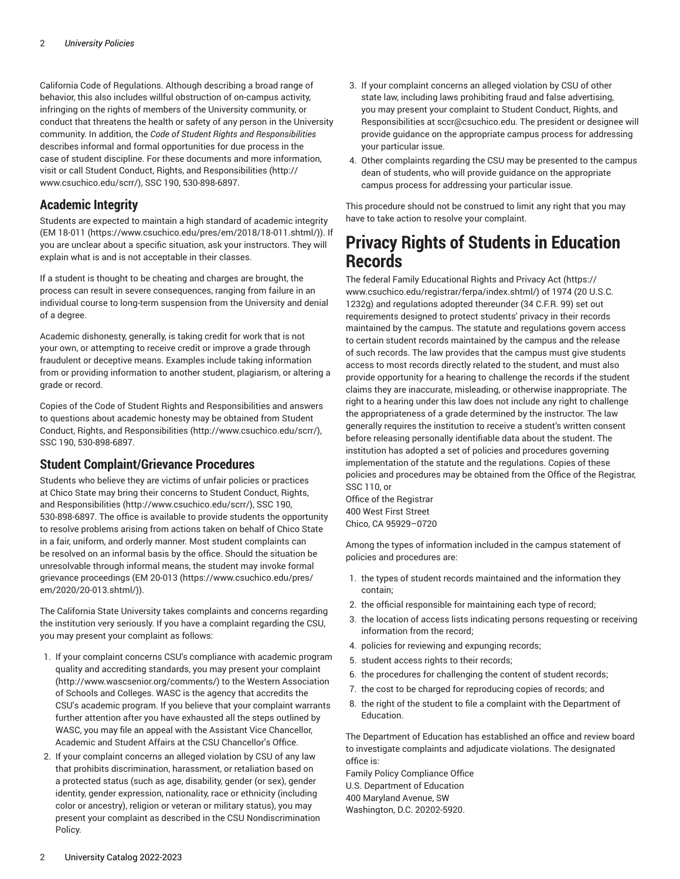California Code of Regulations. Although describing a broad range of behavior, this also includes willful obstruction of on-campus activity, infringing on the rights of members of the University community, or conduct that threatens the health or safety of any person in the University community. In addition, the *Code of Student Rights and Responsibilities* describes informal and formal opportunities for due process in the case of student discipline. For these documents and more information, visit or call Student Conduct, Rights, and Responsibilities (http://www.csuchico.edu/scrr/), SSC 190, 530-898-6897.

## Academic Integrity

Students are expected to maintain a high standard of academic integrity (EM 18-011 (https://www.csuchico.edu/pres/em/2018/18-011.shtml/)). If you are unclear about a specific situation, ask your instructors. They will explain what is and is not acceptable in their classes.

If a student is thought to be cheating and charges are brought, the process can result in severe consequences, ranging from failure in an individual course to long-term suspension from the University and denial of a degree.

Academic dishonesty, generally, is taking credit for work that is not your own, or attempting to receive credit or improve a grade through fraudulent or deceptive means. Examples include taking information from or providing information to another student, plagiarism, or altering a grade or record.

Copies of the Code of Student Rights and Responsibilities and answers to questions about academic honesty may be obtained from Student Conduct, Rights, and Responsibilities (http://www.csuchico.edu/scrr/), SSC 190, 530-898-6897.

## Student Complaint/Grievance Procedures

Students who believe they are victims of unfair policies or practices at Chico State may bring their concerns to Student Conduct, Rights, and Responsibilities (http://www.csuchico.edu/scrr/), SSC 190, 530-898-6897. The office is available to provide students the opportunity to resolve problems arising from actions taken on behalf of Chico State in a fair, uniform, and orderly manner. Most student complaints can be resolved on an informal basis by the office. Should the situation be unresolvable through informal means, the student may invoke formal grievance proceedings (EM 20-013 (https://www.csuchico.edu/pres/em/2020/20-013.shtml/)).

The California State University takes complaints and concerns regarding the institution very seriously. If you have a complaint regarding the CSU, you may present your complaint as follows:

1. If your complaint concerns CSU's compliance with academic program quality and accrediting standards, you may present your complaint (http://www.wascsenior.org/comments/) to the Western Association of Schools and Colleges. WASC is the agency that accredits the CSU's academic program. If you believe that your complaint warrants further attention after you have exhausted all the steps outlined by WASC, you may file an appeal with the Assistant Vice Chancellor, Academic and Student Affairs at the CSU Chancellor's Office.
2. If your complaint concerns an alleged violation by CSU of any law that prohibits discrimination, harassment, or retaliation based on a protected status (such as age, disability, gender (or sex), gender identity, gender expression, nationality, race or ethnicity (including color or ancestry), religion or veteran or military status), you may present your complaint as described in the CSU Nondiscrimination Policy.
3. If your complaint concerns an alleged violation by CSU of other state law, including laws prohibiting fraud and false advertising, you may present your complaint to Student Conduct, Rights, and Responsibilities at sccr@csuchico.edu. The president or designee will provide guidance on the appropriate campus process for addressing your particular issue.
4. Other complaints regarding the CSU may be presented to the campus dean of students, who will provide guidance on the appropriate campus process for addressing your particular issue.

This procedure should not be construed to limit any right that you may have to take action to resolve your complaint.

# Privacy Rights of Students in Education Records

The federal Family Educational Rights and Privacy Act (https://www.csuchico.edu/registrar/ferpa/index.shtml/) of 1974 (20 U.S.C. 1232g) and regulations adopted thereunder (34 C.F.R. 99) set out requirements designed to protect students' privacy in their records maintained by the campus. The statute and regulations govern access to certain student records maintained by the campus and the release of such records. The law provides that the campus must give students access to most records directly related to the student, and must also provide opportunity for a hearing to challenge the records if the student claims they are inaccurate, misleading, or otherwise inappropriate. The right to a hearing under this law does not include any right to challenge the appropriateness of a grade determined by the instructor. The law generally requires the institution to receive a student's written consent before releasing personally identifiable data about the student. The institution has adopted a set of policies and procedures governing implementation of the statute and the regulations. Copies of these policies and procedures may be obtained from the Office of the Registrar, SSC 110, or
Office of the Registrar
400 West First Street
Chico, CA 95929–0720

Among the types of information included in the campus statement of policies and procedures are:

1. the types of student records maintained and the information they contain;
2. the official responsible for maintaining each type of record;
3. the location of access lists indicating persons requesting or receiving information from the record;
4. policies for reviewing and expunging records;
5. student access rights to their records;
6. the procedures for challenging the content of student records;
7. the cost to be charged for reproducing copies of records; and
8. the right of the student to file a complaint with the Department of Education.

The Department of Education has established an office and review board to investigate complaints and adjudicate violations. The designated office is:
Family Policy Compliance Office
U.S. Department of Education
400 Maryland Avenue, SW
Washington, D.C. 20202-5920.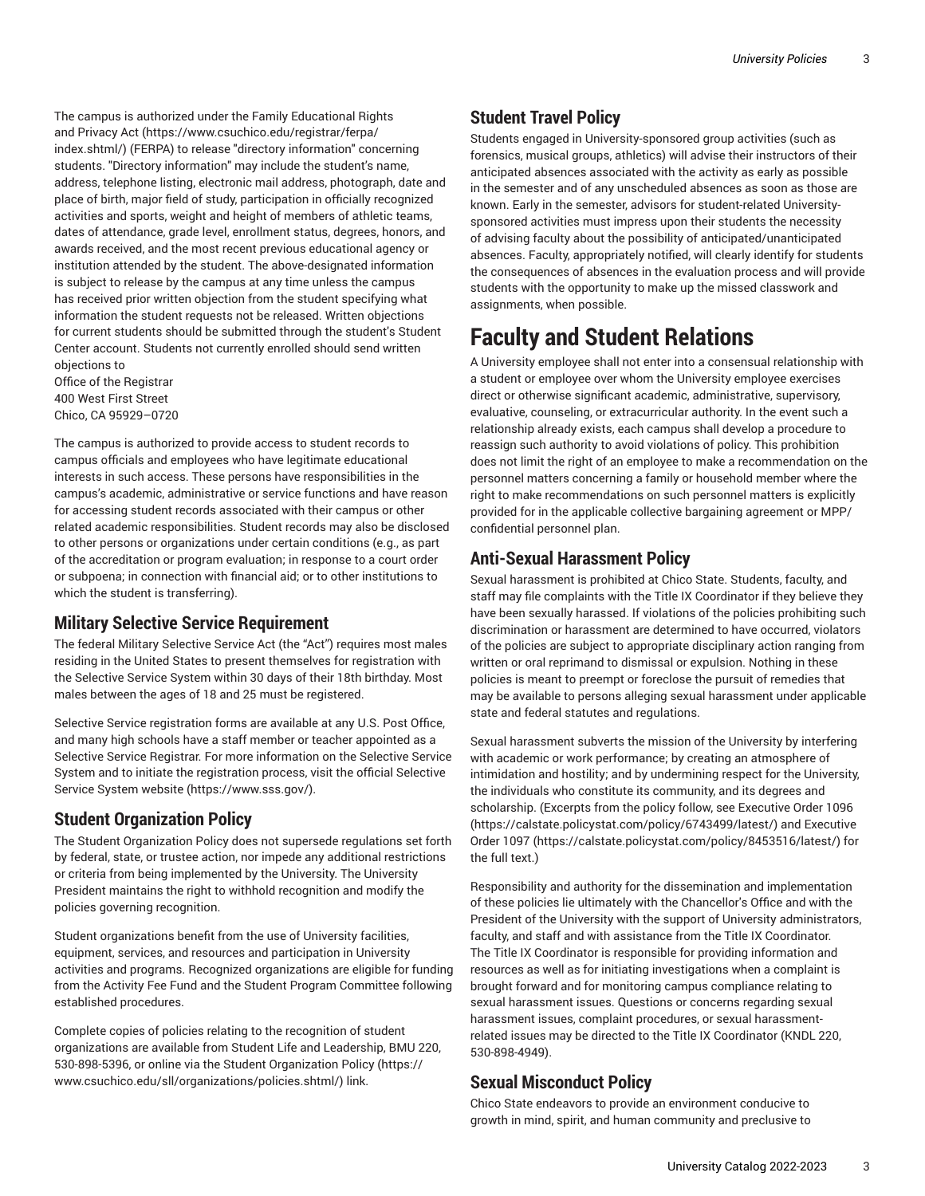The campus is authorized under the Family Educational Rights and Privacy Act (https://www.csuchico.edu/registrar/ferpa/index.shtml/) (FERPA) to release "directory information" concerning students. "Directory information" may include the student's name, address, telephone listing, electronic mail address, photograph, date and place of birth, major field of study, participation in officially recognized activities and sports, weight and height of members of athletic teams, dates of attendance, grade level, enrollment status, degrees, honors, and awards received, and the most recent previous educational agency or institution attended by the student. The above-designated information is subject to release by the campus at any time unless the campus has received prior written objection from the student specifying what information the student requests not be released. Written objections for current students should be submitted through the student's Student Center account. Students not currently enrolled should send written objections to
Office of the Registrar
400 West First Street
Chico, CA 95929–0720

The campus is authorized to provide access to student records to campus officials and employees who have legitimate educational interests in such access. These persons have responsibilities in the campus's academic, administrative or service functions and have reason for accessing student records associated with their campus or other related academic responsibilities. Student records may also be disclosed to other persons or organizations under certain conditions (e.g., as part of the accreditation or program evaluation; in response to a court order or subpoena; in connection with financial aid; or to other institutions to which the student is transferring).

## Military Selective Service Requirement

The federal Military Selective Service Act (the "Act") requires most males residing in the United States to present themselves for registration with the Selective Service System within 30 days of their 18th birthday. Most males between the ages of 18 and 25 must be registered.

Selective Service registration forms are available at any U.S. Post Office, and many high schools have a staff member or teacher appointed as a Selective Service Registrar. For more information on the Selective Service System and to initiate the registration process, visit the official Selective Service System website (https://www.sss.gov/).

## Student Organization Policy

The Student Organization Policy does not supersede regulations set forth by federal, state, or trustee action, nor impede any additional restrictions or criteria from being implemented by the University. The University President maintains the right to withhold recognition and modify the policies governing recognition.

Student organizations benefit from the use of University facilities, equipment, services, and resources and participation in University activities and programs. Recognized organizations are eligible for funding from the Activity Fee Fund and the Student Program Committee following established procedures.

Complete copies of policies relating to the recognition of student organizations are available from Student Life and Leadership, BMU 220, 530-898-5396, or online via the Student Organization Policy (https://www.csuchico.edu/sll/organizations/policies.shtml/) link.

## Student Travel Policy

Students engaged in University-sponsored group activities (such as forensics, musical groups, athletics) will advise their instructors of their anticipated absences associated with the activity as early as possible in the semester and of any unscheduled absences as soon as those are known. Early in the semester, advisors for student-related University-sponsored activities must impress upon their students the necessity of advising faculty about the possibility of anticipated/unanticipated absences. Faculty, appropriately notified, will clearly identify for students the consequences of absences in the evaluation process and will provide students with the opportunity to make up the missed classwork and assignments, when possible.

# Faculty and Student Relations

A University employee shall not enter into a consensual relationship with a student or employee over whom the University employee exercises direct or otherwise significant academic, administrative, supervisory, evaluative, counseling, or extracurricular authority. In the event such a relationship already exists, each campus shall develop a procedure to reassign such authority to avoid violations of policy. This prohibition does not limit the right of an employee to make a recommendation on the personnel matters concerning a family or household member where the right to make recommendations on such personnel matters is explicitly provided for in the applicable collective bargaining agreement or MPP/confidential personnel plan.

## Anti-Sexual Harassment Policy

Sexual harassment is prohibited at Chico State. Students, faculty, and staff may file complaints with the Title IX Coordinator if they believe they have been sexually harassed. If violations of the policies prohibiting such discrimination or harassment are determined to have occurred, violators of the policies are subject to appropriate disciplinary action ranging from written or oral reprimand to dismissal or expulsion. Nothing in these policies is meant to preempt or foreclose the pursuit of remedies that may be available to persons alleging sexual harassment under applicable state and federal statutes and regulations.

Sexual harassment subverts the mission of the University by interfering with academic or work performance; by creating an atmosphere of intimidation and hostility; and by undermining respect for the University, the individuals who constitute its community, and its degrees and scholarship. (Excerpts from the policy follow, see Executive Order 1096 (https://calstate.policystat.com/policy/6743499/latest/) and Executive Order 1097 (https://calstate.policystat.com/policy/8453516/latest/) for the full text.)

Responsibility and authority for the dissemination and implementation of these policies lie ultimately with the Chancellor's Office and with the President of the University with the support of University administrators, faculty, and staff and with assistance from the Title IX Coordinator. The Title IX Coordinator is responsible for providing information and resources as well as for initiating investigations when a complaint is brought forward and for monitoring campus compliance relating to sexual harassment issues. Questions or concerns regarding sexual harassment issues, complaint procedures, or sexual harassment-related issues may be directed to the Title IX Coordinator (KNDL 220, 530-898-4949).

## Sexual Misconduct Policy

Chico State endeavors to provide an environment conducive to growth in mind, spirit, and human community and preclusive to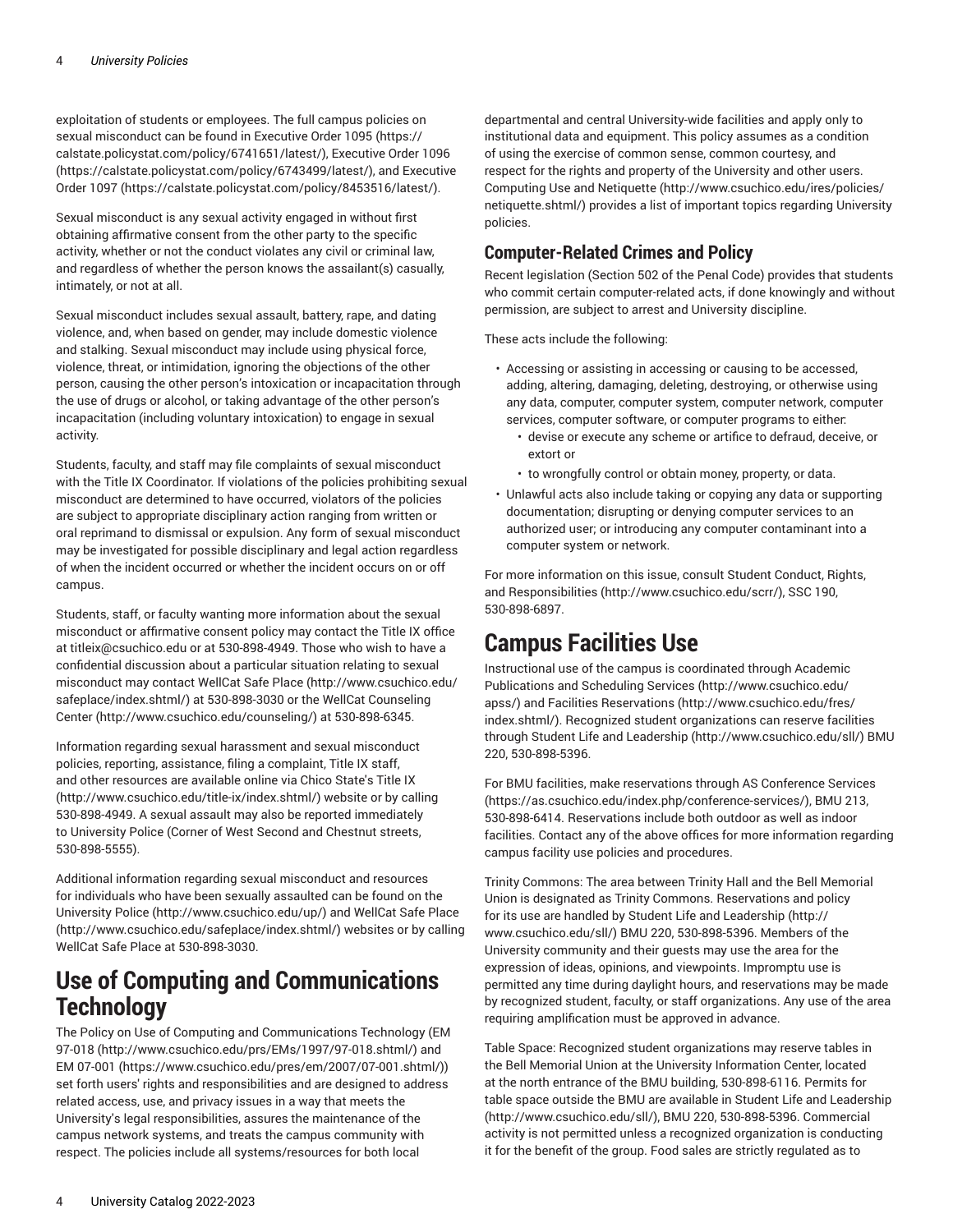exploitation of students or employees. The full campus policies on sexual misconduct can be found in Executive Order 1095 (https://calstate.policystat.com/policy/6741651/latest/), Executive Order 1096 (https://calstate.policystat.com/policy/6743499/latest/), and Executive Order 1097 (https://calstate.policystat.com/policy/8453516/latest/).

Sexual misconduct is any sexual activity engaged in without first obtaining affirmative consent from the other party to the specific activity, whether or not the conduct violates any civil or criminal law, and regardless of whether the person knows the assailant(s) casually, intimately, or not at all.

Sexual misconduct includes sexual assault, battery, rape, and dating violence, and, when based on gender, may include domestic violence and stalking. Sexual misconduct may include using physical force, violence, threat, or intimidation, ignoring the objections of the other person, causing the other person's intoxication or incapacitation through the use of drugs or alcohol, or taking advantage of the other person's incapacitation (including voluntary intoxication) to engage in sexual activity.

Students, faculty, and staff may file complaints of sexual misconduct with the Title IX Coordinator. If violations of the policies prohibiting sexual misconduct are determined to have occurred, violators of the policies are subject to appropriate disciplinary action ranging from written or oral reprimand to dismissal or expulsion. Any form of sexual misconduct may be investigated for possible disciplinary and legal action regardless of when the incident occurred or whether the incident occurs on or off campus.

Students, staff, or faculty wanting more information about the sexual misconduct or affirmative consent policy may contact the Title IX office at titleix@csuchico.edu or at 530-898-4949. Those who wish to have a confidential discussion about a particular situation relating to sexual misconduct may contact WellCat Safe Place (http://www.csuchico.edu/safeplace/index.shtml/) at 530-898-3030 or the WellCat Counseling Center (http://www.csuchico.edu/counseling/) at 530-898-6345.

Information regarding sexual harassment and sexual misconduct policies, reporting, assistance, filing a complaint, Title IX staff, and other resources are available online via Chico State's Title IX (http://www.csuchico.edu/title-ix/index.shtml/) website or by calling 530-898-4949. A sexual assault may also be reported immediately to University Police (Corner of West Second and Chestnut streets, 530-898-5555).

Additional information regarding sexual misconduct and resources for individuals who have been sexually assaulted can be found on the University Police (http://www.csuchico.edu/up/) and WellCat Safe Place (http://www.csuchico.edu/safeplace/index.shtml/) websites or by calling WellCat Safe Place at 530-898-3030.

# Use of Computing and Communications Technology

The Policy on Use of Computing and Communications Technology (EM 97-018 (http://www.csuchico.edu/prs/EMs/1997/97-018.shtml/) and EM 07-001 (https://www.csuchico.edu/pres/em/2007/07-001.shtml/)) set forth users' rights and responsibilities and are designed to address related access, use, and privacy issues in a way that meets the University's legal responsibilities, assures the maintenance of the campus network systems, and treats the campus community with respect. The policies include all systems/resources for both local departmental and central University-wide facilities and apply only to institutional data and equipment. This policy assumes as a condition of using the exercise of common sense, common courtesy, and respect for the rights and property of the University and other users. Computing Use and Netiquette (http://www.csuchico.edu/ires/policies/netiquette.shtml/) provides a list of important topics regarding University policies.

## Computer-Related Crimes and Policy

Recent legislation (Section 502 of the Penal Code) provides that students who commit certain computer-related acts, if done knowingly and without permission, are subject to arrest and University discipline.

These acts include the following:

- Accessing or assisting in accessing or causing to be accessed, adding, altering, damaging, deleting, destroying, or otherwise using any data, computer, computer system, computer network, computer services, computer software, or computer programs to either:
  - devise or execute any scheme or artifice to defraud, deceive, or extort or
  - to wrongfully control or obtain money, property, or data.
- Unlawful acts also include taking or copying any data or supporting documentation; disrupting or denying computer services to an authorized user; or introducing any computer contaminant into a computer system or network.

For more information on this issue, consult Student Conduct, Rights, and Responsibilities (http://www.csuchico.edu/scrr/), SSC 190, 530-898-6897.

# Campus Facilities Use

Instructional use of the campus is coordinated through Academic Publications and Scheduling Services (http://www.csuchico.edu/apss/) and Facilities Reservations (http://www.csuchico.edu/fres/index.shtml/). Recognized student organizations can reserve facilities through Student Life and Leadership (http://www.csuchico.edu/sll/) BMU 220, 530-898-5396.

For BMU facilities, make reservations through AS Conference Services (https://as.csuchico.edu/index.php/conference-services/), BMU 213, 530-898-6414. Reservations include both outdoor as well as indoor facilities. Contact any of the above offices for more information regarding campus facility use policies and procedures.

Trinity Commons: The area between Trinity Hall and the Bell Memorial Union is designated as Trinity Commons. Reservations and policy for its use are handled by Student Life and Leadership (http://www.csuchico.edu/sll/) BMU 220, 530-898-5396. Members of the University community and their guests may use the area for the expression of ideas, opinions, and viewpoints. Impromptu use is permitted any time during daylight hours, and reservations may be made by recognized student, faculty, or staff organizations. Any use of the area requiring amplification must be approved in advance.

Table Space: Recognized student organizations may reserve tables in the Bell Memorial Union at the University Information Center, located at the north entrance of the BMU building, 530-898-6116. Permits for table space outside the BMU are available in Student Life and Leadership (http://www.csuchico.edu/sll/), BMU 220, 530-898-5396. Commercial activity is not permitted unless a recognized organization is conducting it for the benefit of the group. Food sales are strictly regulated as to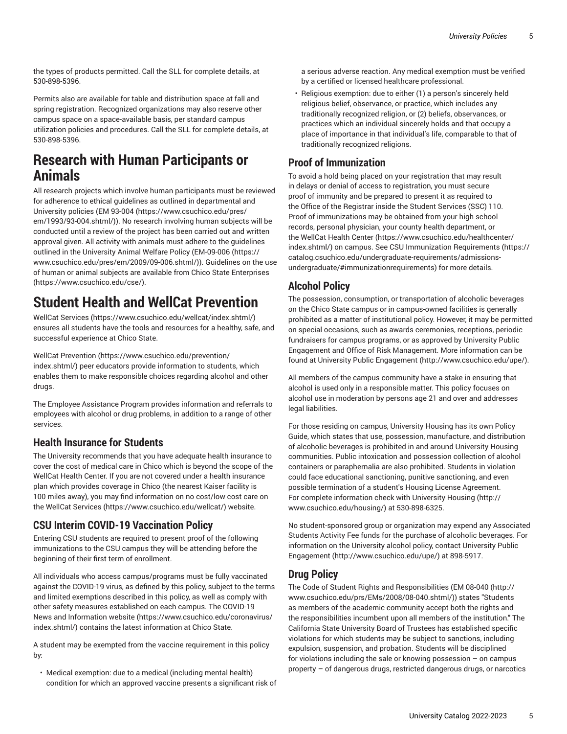the types of products permitted. Call the SLL for complete details, at 530-898-5396.

Permits also are available for table and distribution space at fall and spring registration. Recognized organizations may also reserve other campus space on a space-available basis, per standard campus utilization policies and procedures. Call the SLL for complete details, at 530-898-5396.

# Research with Human Participants or Animals

All research projects which involve human participants must be reviewed for adherence to ethical guidelines as outlined in departmental and University policies (EM 93-004 (https://www.csuchico.edu/pres/em/1993/93-004.shtml/)). No research involving human subjects will be conducted until a review of the project has been carried out and written approval given. All activity with animals must adhere to the guidelines outlined in the University Animal Welfare Policy (EM-09-006 (https://www.csuchico.edu/pres/em/2009/09-006.shtml/)). Guidelines on the use of human or animal subjects are available from Chico State Enterprises (https://www.csuchico.edu/cse/).

# Student Health and WellCat Prevention

WellCat Services (https://www.csuchico.edu/wellcat/index.shtml/) ensures all students have the tools and resources for a healthy, safe, and successful experience at Chico State.

WellCat Prevention (https://www.csuchico.edu/prevention/index.shtml/) peer educators provide information to students, which enables them to make responsible choices regarding alcohol and other drugs.

The Employee Assistance Program provides information and referrals to employees with alcohol or drug problems, in addition to a range of other services.

## Health Insurance for Students

The University recommends that you have adequate health insurance to cover the cost of medical care in Chico which is beyond the scope of the WellCat Health Center. If you are not covered under a health insurance plan which provides coverage in Chico (the nearest Kaiser facility is 100 miles away), you may find information on no cost/low cost care on the WellCat Services (https://www.csuchico.edu/wellcat/) website.

## CSU Interim COVID-19 Vaccination Policy

Entering CSU students are required to present proof of the following immunizations to the CSU campus they will be attending before the beginning of their first term of enrollment.

All individuals who access campus/programs must be fully vaccinated against the COVID-19 virus, as defined by this policy, subject to the terms and limited exemptions described in this policy, as well as comply with other safety measures established on each campus. The COVID-19 News and Information website (https://www.csuchico.edu/coronavirus/index.shtml/) contains the latest information at Chico State.

A student may be exempted from the vaccine requirement in this policy by:

- Medical exemption: due to a medical (including mental health) condition for which an approved vaccine presents a significant risk of a serious adverse reaction. Any medical exemption must be verified by a certified or licensed healthcare professional.
- Religious exemption: due to either (1) a person's sincerely held religious belief, observance, or practice, which includes any traditionally recognized religion, or (2) beliefs, observances, or practices which an individual sincerely holds and that occupy a place of importance in that individual's life, comparable to that of traditionally recognized religions.

## Proof of Immunization

To avoid a hold being placed on your registration that may result in delays or denial of access to registration, you must secure proof of immunity and be prepared to present it as required to the Office of the Registrar inside the Student Services (SSC) 110. Proof of immunizations may be obtained from your high school records, personal physician, your county health department, or the WellCat Health Center (https://www.csuchico.edu/healthcenter/index.shtml/) on campus. See CSU Immunization Requirements (https://catalog.csuchico.edu/undergraduate-requirements/admissions-undergraduate/#immunizationrequirements) for more details.

## Alcohol Policy

The possession, consumption, or transportation of alcoholic beverages on the Chico State campus or in campus-owned facilities is generally prohibited as a matter of institutional policy. However, it may be permitted on special occasions, such as awards ceremonies, receptions, periodic fundraisers for campus programs, or as approved by University Public Engagement and Office of Risk Management. More information can be found at University Public Engagement (http://www.csuchico.edu/upe/).

All members of the campus community have a stake in ensuring that alcohol is used only in a responsible matter. This policy focuses on alcohol use in moderation by persons age 21 and over and addresses legal liabilities.

For those residing on campus, University Housing has its own Policy Guide, which states that use, possession, manufacture, and distribution of alcoholic beverages is prohibited in and around University Housing communities. Public intoxication and possession collection of alcohol containers or paraphernalia are also prohibited. Students in violation could face educational sanctioning, punitive sanctioning, and even possible termination of a student's Housing License Agreement. For complete information check with University Housing (http://www.csuchico.edu/housing/) at 530-898-6325.

No student-sponsored group or organization may expend any Associated Students Activity Fee funds for the purchase of alcoholic beverages. For information on the University alcohol policy, contact University Public Engagement (http://www.csuchico.edu/upe/) at 898-5917.

## Drug Policy

The Code of Student Rights and Responsibilities (EM 08-040 (http://www.csuchico.edu/prs/EMs/2008/08-040.shtml/)) states "Students as members of the academic community accept both the rights and the responsibilities incumbent upon all members of the institution." The California State University Board of Trustees has established specific violations for which students may be subject to sanctions, including expulsion, suspension, and probation. Students will be disciplined for violations including the sale or knowing possession – on campus property – of dangerous drugs, restricted dangerous drugs, or narcotics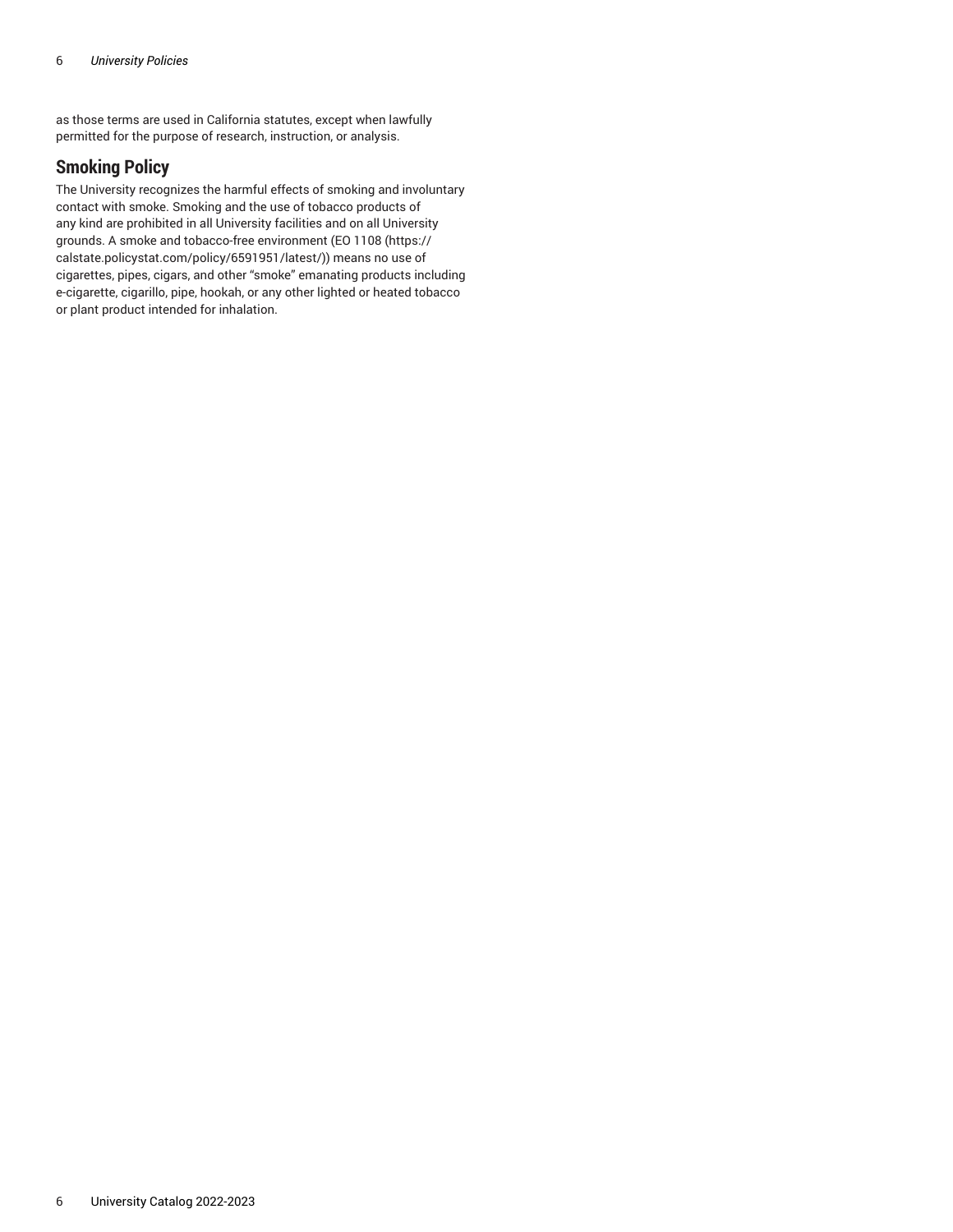as those terms are used in California statutes, except when lawfully permitted for the purpose of research, instruction, or analysis.

## Smoking Policy

The University recognizes the harmful effects of smoking and involuntary contact with smoke. Smoking and the use of tobacco products of any kind are prohibited in all University facilities and on all University grounds. A smoke and tobacco-free environment (EO 1108 (https://calstate.policystat.com/policy/6591951/latest/)) means no use of cigarettes, pipes, cigars, and other "smoke" emanating products including e-cigarette, cigarillo, pipe, hookah, or any other lighted or heated tobacco or plant product intended for inhalation.